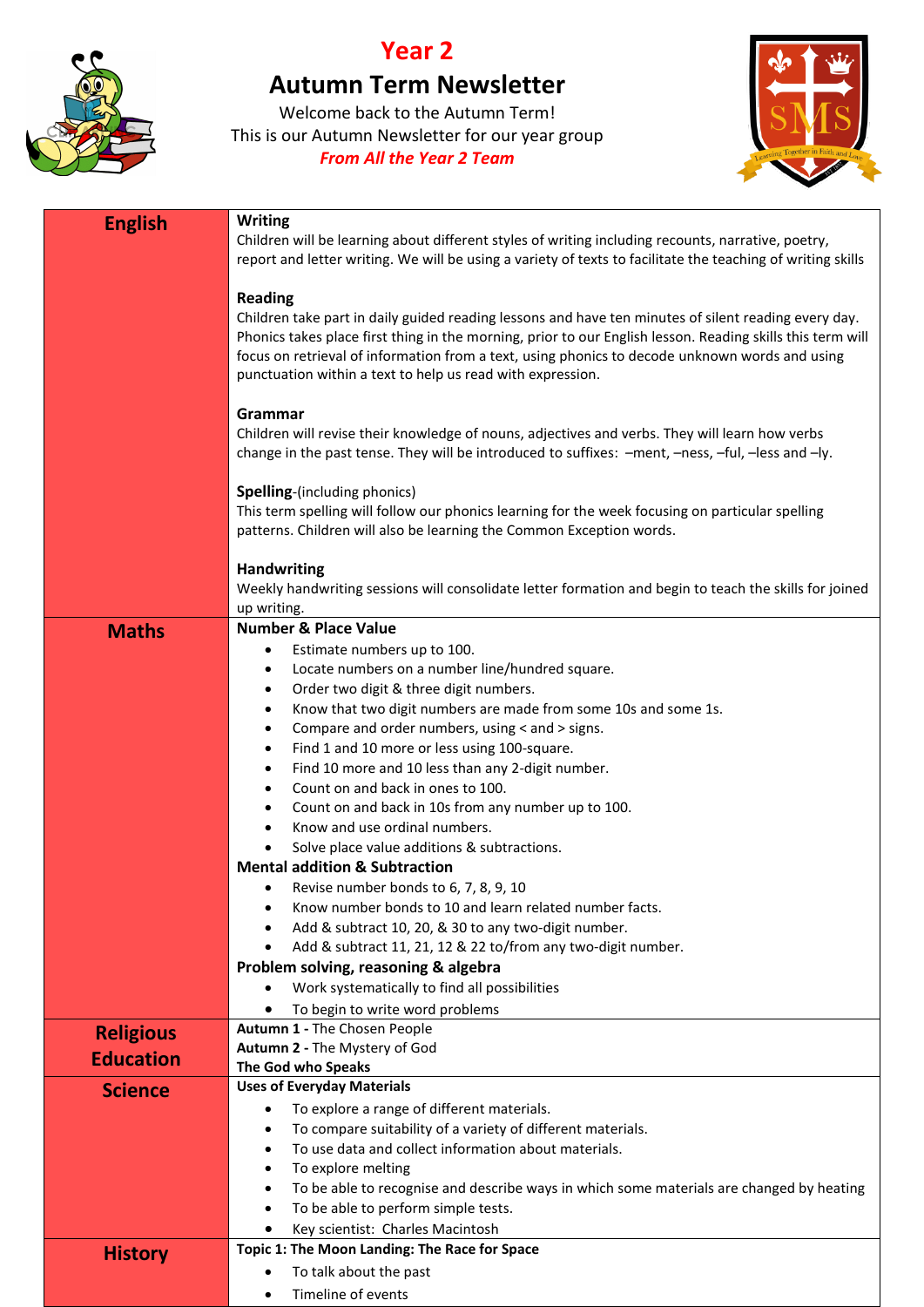# Year 2

## Autumn Term Newsletter

Welcome back to the Autumn Term!

This is our Autumn Newsletter for our year group

***From All the Year 2 Team***

| | |
|---|---|
| **English** | **Writing**<br>Children will be learning about different styles of writing including recounts, narrative, poetry, report and letter writing. We will be using a variety of texts to facilitate the teaching of writing skills<br><br>**Reading**<br>Children take part in daily guided reading lessons and have ten minutes of silent reading every day. Phonics takes place first thing in the morning, prior to our English lesson. Reading skills this term will focus on retrieval of information from a text, using phonics to decode unknown words and using punctuation within a text to help us read with expression.<br><br>**Grammar**<br>Children will revise their knowledge of nouns, adjectives and verbs. They will learn how verbs change in the past tense. They will be introduced to suffixes: –ment, –ness, –ful, –less and –ly.<br><br>**Spelling**-(including phonics)<br>This term spelling will follow our phonics learning for the week focusing on particular spelling patterns. Children will also be learning the Common Exception words.<br><br>**Handwriting**<br>Weekly handwriting sessions will consolidate letter formation and begin to teach the skills for joined up writing. |
| **Maths** | **Number & Place Value**<br>• Estimate numbers up to 100.<br>• Locate numbers on a number line/hundred square.<br>• Order two digit & three digit numbers.<br>• Know that two digit numbers are made from some 10s and some 1s.<br>• Compare and order numbers, using < and > signs.<br>• Find 1 and 10 more or less using 100-square.<br>• Find 10 more and 10 less than any 2-digit number.<br>• Count on and back in ones to 100.<br>• Count on and back in 10s from any number up to 100.<br>• Know and use ordinal numbers.<br>• Solve place value additions & subtractions.<br>**Mental addition & Subtraction**<br>• Revise number bonds to 6, 7, 8, 9, 10<br>• Know number bonds to 10 and learn related number facts.<br>• Add & subtract 10, 20, & 30 to any two-digit number.<br>• Add & subtract 11, 21, 12 & 22 to/from any two-digit number.<br>**Problem solving, reasoning & algebra**<br>• Work systematically to find all possibilities<br>• To begin to write word problems |
| **Religious Education** | **Autumn 1 -** The Chosen People<br>**Autumn 2 -** The Mystery of God<br>**The God who Speaks** |
| **Science** | **Uses of Everyday Materials**<br>• To explore a range of different materials.<br>• To compare suitability of a variety of different materials.<br>• To use data and collect information about materials.<br>• To explore melting<br>• To be able to recognise and describe ways in which some materials are changed by heating<br>• To be able to perform simple tests.<br>• Key scientist: Charles Macintosh |
| **History** | **Topic 1: The Moon Landing: The Race for Space**<br>• To talk about the past<br>• Timeline of events |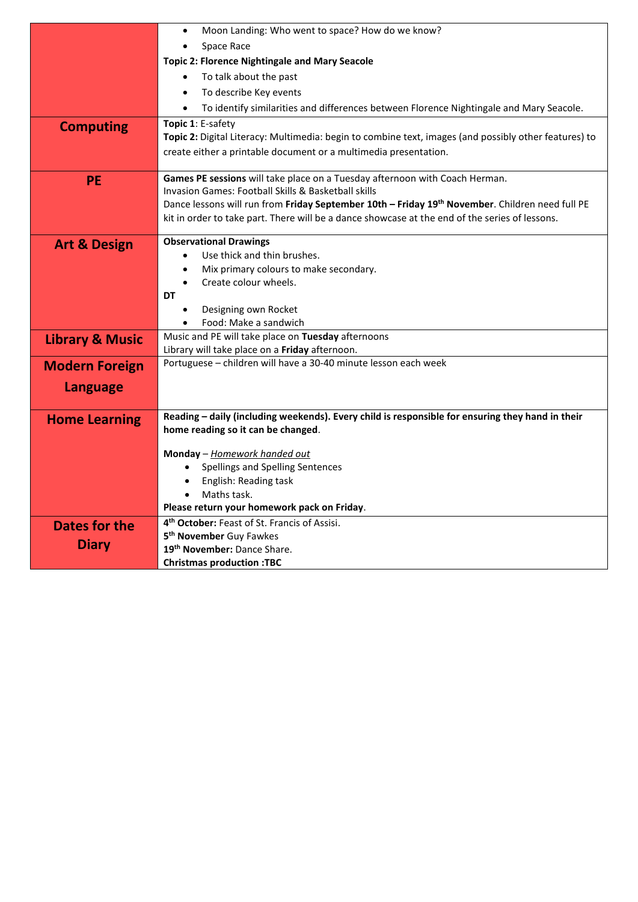| | |
|---|---|
| | • Moon Landing: Who went to space? How do we know?<br>• Space Race<br>**Topic 2: Florence Nightingale and Mary Seacole**<br>• To talk about the past<br>• To describe Key events<br>• To identify similarities and differences between Florence Nightingale and Mary Seacole. |
| **Computing** | **Topic 1**: E-safety<br>**Topic 2:** Digital Literacy: Multimedia: begin to combine text, images (and possibly other features) to create either a printable document or a multimedia presentation. |
| **PE** | **Games PE sessions** will take place on a Tuesday afternoon with Coach Herman.<br>Invasion Games: Football Skills & Basketball skills<br>Dance lessons will run from **Friday September 10th – Friday 19th November**. Children need full PE kit in order to take part. There will be a dance showcase at the end of the series of lessons. |
| **Art & Design** | **Observational Drawings**<br>• Use thick and thin brushes.<br>• Mix primary colours to make secondary.<br>• Create colour wheels.<br>**DT**<br>• Designing own Rocket<br>• Food: Make a sandwich |
| **Library & Music** | Music and PE will take place on **Tuesday** afternoons<br>Library will take place on a **Friday** afternoon. |
| **Modern Foreign Language** | Portuguese – children will have a 30-40 minute lesson each week |
| **Home Learning** | **Reading – daily (including weekends). Every child is responsible for ensuring they hand in their home reading so it can be changed**.<br><br>**Monday** – *Homework handed out*<br>• Spellings and Spelling Sentences<br>• English: Reading task<br>• Maths task.<br>**Please return your homework pack on Friday**. |
| **Dates for the Diary** | **4th October:** Feast of St. Francis of Assisi.<br>**5th November** Guy Fawkes<br>**19th November:** Dance Share.<br>**Christmas production :TBC** |